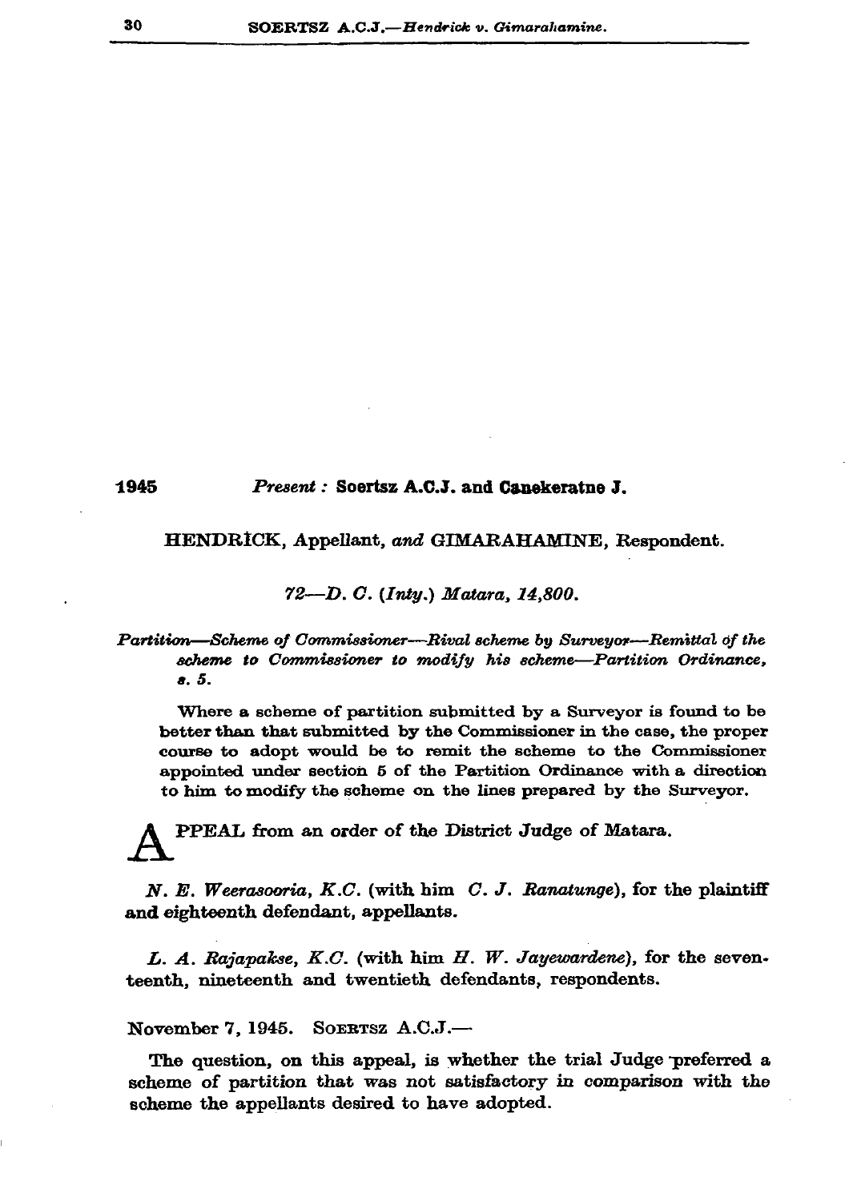1945

*Present* : **Soertsz A.C.J. and Canekeratne J.**

HENDRICK, Appellant, *and* GIMARAHAMINE, Respondent.

*72—D. C. (Inty.) Matara, 14,800.*

*Partition—Scheme of Commissioner—Rival scheme by Surveyor—Remittal of the scheme to Commissioner to modify his scheme—Partition Ordinance, s. 5.*

Where a scheme of partition submitted by a Surveyor is found to be better than that submitted by the Commissioner in the case, the proper course to adopt would be to remit the scheme to the Commissioner appointed under section 5 of the Partition Ordinance with a direction to him to modify the scheme on the lines prepared by the Surveyor.

APPEAL from an order of the District Judge of Matara.

*N. E. Weerasooria, K.C.* (with him *C. J. Ranatunge*), for the plaintiff and eighteenth defendant, appellants.

*L. A. Rajapakse, K.C.* (with him *H. W. Jayewardene*), for the seventeenth, nineteenth and twentieth defendants, respondents.

November 7, 1945. SOERTSZ A.C.J.—

The question, on this appeal, is whether the trial Judge preferred a scheme of partition that was not satisfactory in comparison with the scheme the appellants desired to have adopted.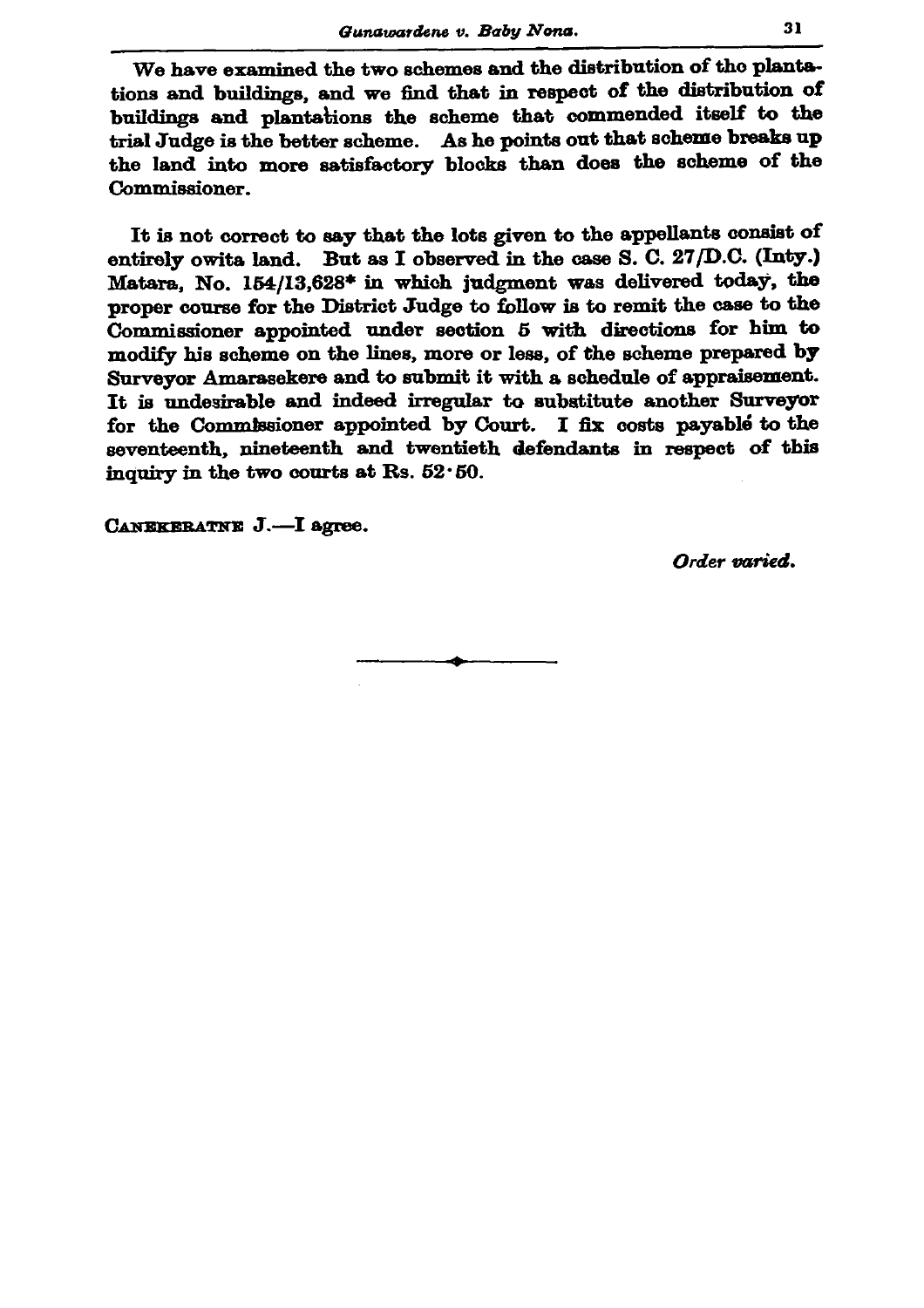We have examined the two schemes and the distribution of the plantations and buildings, and we find that in respect of the distribution of buildings and plantations the scheme that commended itself to the trial Judge is the better scheme. As he points out that scheme breaks up the land into more satisfactory blocks than does the scheme of the Commissioner.

It is not correct to say that the lots given to the appellants consist of entirely owita land. But as I observed in the case S. C. 27/D.C. (Inty.) Matara, No. 154/13,628* in which judgment was delivered today, the proper course for the District Judge to follow is to remit the case to the Commissioner appointed under section 5 with directions for him to modify his scheme on the lines, more or less, of the scheme prepared by Surveyor Amarasekere and to submit it with a schedule of appraisement. It is undesirable and indeed irregular to substitute another Surveyor for the Commissioner appointed by Court. I fix costs payable to the seventeenth, nineteenth and twentieth defendants in respect of this inquiry in the two courts at Rs. 52·50.

CANEKERATNE J.—I agree.

*Order varied.*